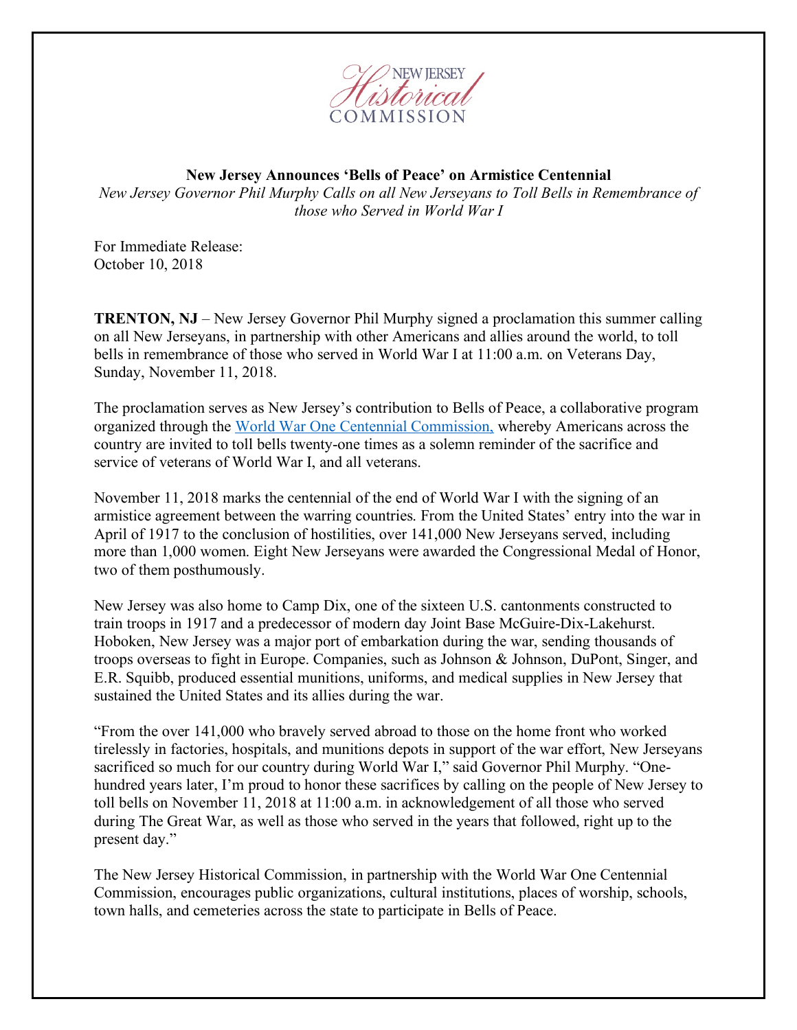NEW JERSEY Historical COMMISSION

**New Jersey Announces 'Bells of Peace' on Armistice Centennial**

*New Jersey Governor Phil Murphy Calls on all New Jerseyans to Toll Bells in Remembrance of those who Served in World War I*

For Immediate Release:
October 10, 2018

**TRENTON, NJ** – New Jersey Governor Phil Murphy signed a proclamation this summer calling on all New Jerseyans, in partnership with other Americans and allies around the world, to toll bells in remembrance of those who served in World War I at 11:00 a.m. on Veterans Day, Sunday, November 11, 2018.

The proclamation serves as New Jersey's contribution to Bells of Peace, a collaborative program organized through the World War One Centennial Commission, whereby Americans across the country are invited to toll bells twenty-one times as a solemn reminder of the sacrifice and service of veterans of World War I, and all veterans.

November 11, 2018 marks the centennial of the end of World War I with the signing of an armistice agreement between the warring countries. From the United States' entry into the war in April of 1917 to the conclusion of hostilities, over 141,000 New Jerseyans served, including more than 1,000 women. Eight New Jerseyans were awarded the Congressional Medal of Honor, two of them posthumously.

New Jersey was also home to Camp Dix, one of the sixteen U.S. cantonments constructed to train troops in 1917 and a predecessor of modern day Joint Base McGuire-Dix-Lakehurst. Hoboken, New Jersey was a major port of embarkation during the war, sending thousands of troops overseas to fight in Europe. Companies, such as Johnson & Johnson, DuPont, Singer, and E.R. Squibb, produced essential munitions, uniforms, and medical supplies in New Jersey that sustained the United States and its allies during the war.

"From the over 141,000 who bravely served abroad to those on the home front who worked tirelessly in factories, hospitals, and munitions depots in support of the war effort, New Jerseyans sacrificed so much for our country during World War I," said Governor Phil Murphy. "One-hundred years later, I'm proud to honor these sacrifices by calling on the people of New Jersey to toll bells on November 11, 2018 at 11:00 a.m. in acknowledgement of all those who served during The Great War, as well as those who served in the years that followed, right up to the present day."

The New Jersey Historical Commission, in partnership with the World War One Centennial Commission, encourages public organizations, cultural institutions, places of worship, schools, town halls, and cemeteries across the state to participate in Bells of Peace.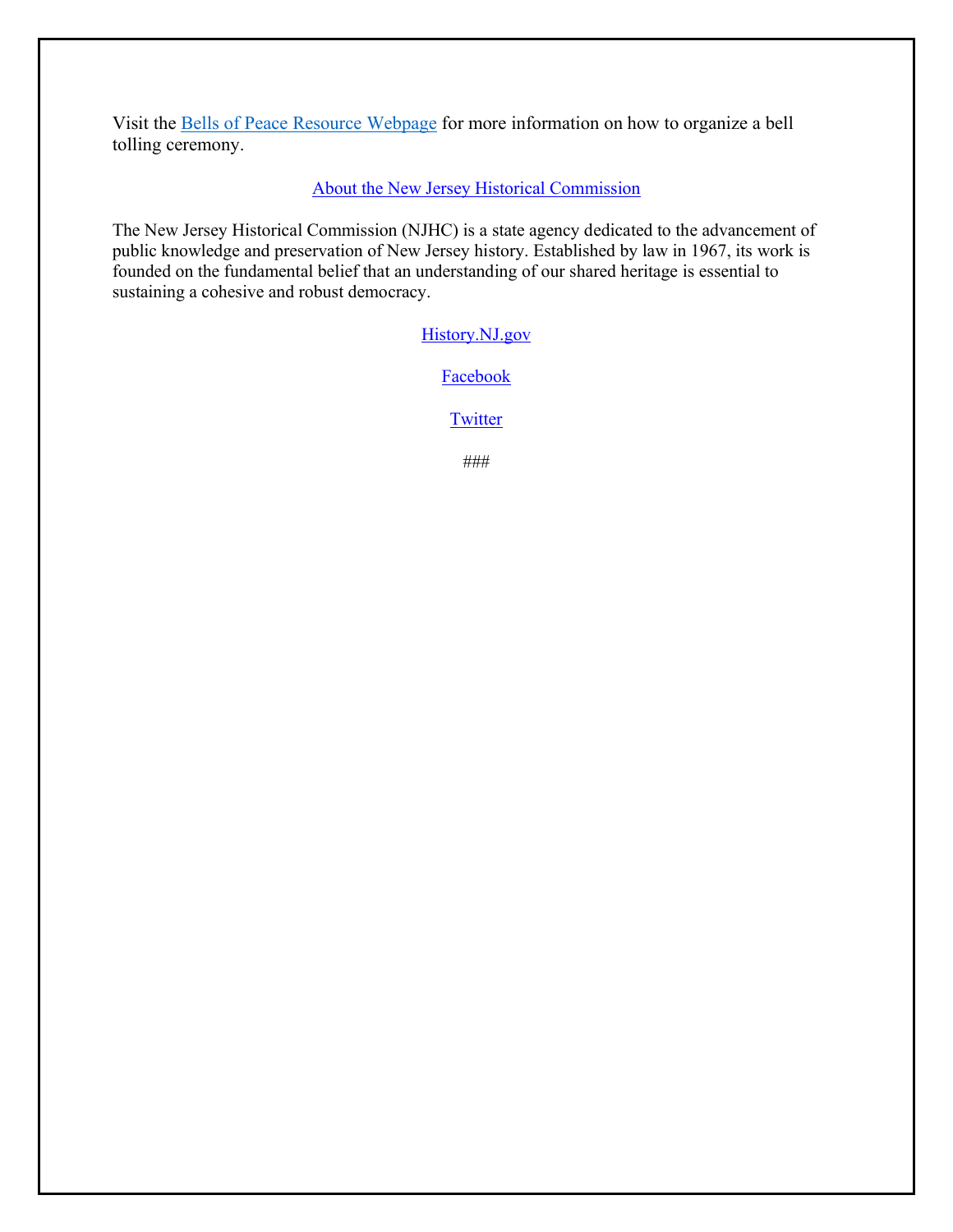Visit the Bells of Peace Resource Webpage for more information on how to organize a bell tolling ceremony.

About the New Jersey Historical Commission

The New Jersey Historical Commission (NJHC) is a state agency dedicated to the advancement of public knowledge and preservation of New Jersey history. Established by law in 1967, its work is founded on the fundamental belief that an understanding of our shared heritage is essential to sustaining a cohesive and robust democracy.

History.NJ.gov

Facebook

Twitter

###